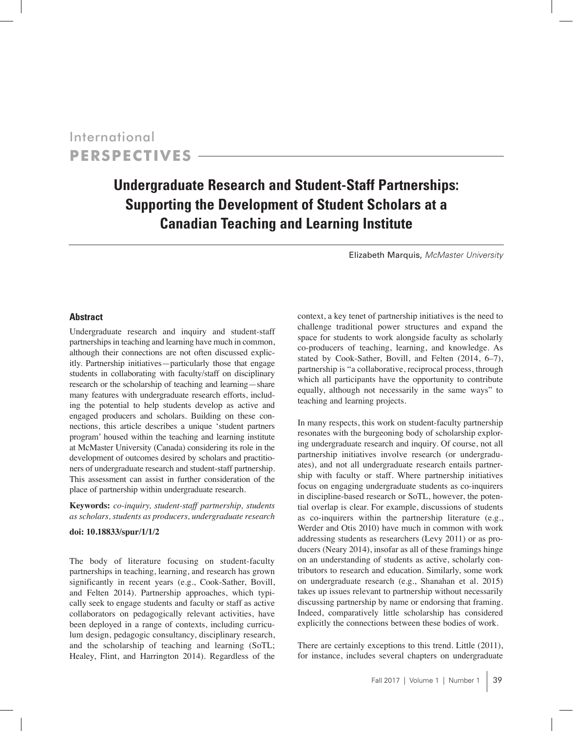International

**PERSPECTIVES**

# Undergraduate Research and Student-Staff Partnerships: Supporting the Development of Student Scholars at a Canadian Teaching and Learning Institute

Elizabeth Marquis, *McMaster University*

### Abstract

Undergraduate research and inquiry and student-staff partnerships in teaching and learning have much in common, although their connections are not often discussed explicitly. Partnership initiatives—particularly those that engage students in collaborating with faculty/staff on disciplinary research or the scholarship of teaching and learning—share many features with undergraduate research efforts, including the potential to help students develop as active and engaged producers and scholars. Building on these connections, this article describes a unique 'student partners program' housed within the teaching and learning institute at McMaster University (Canada) considering its role in the development of outcomes desired by scholars and practitioners of undergraduate research and student-staff partnership. This assessment can assist in further consideration of the place of partnership within undergraduate research.

**Keywords:** *co-inquiry, student-staff partnership, students as scholars, students as producers, undergraduate research*

**doi: 10.18833/spur/1/1/2**

The body of literature focusing on student-faculty partnerships in teaching, learning, and research has grown significantly in recent years (e.g., Cook-Sather, Bovill, and Felten 2014). Partnership approaches, which typically seek to engage students and faculty or staff as active collaborators on pedagogically relevant activities, have been deployed in a range of contexts, including curriculum design, pedagogic consultancy, disciplinary research, and the scholarship of teaching and learning (SoTL; Healey, Flint, and Harrington 2014). Regardless of the context, a key tenet of partnership initiatives is the need to challenge traditional power structures and expand the space for students to work alongside faculty as scholarly co-producers of teaching, learning, and knowledge. As stated by Cook-Sather, Bovill, and Felten (2014, 6–7), partnership is "a collaborative, reciprocal process, through which all participants have the opportunity to contribute equally, although not necessarily in the same ways" to teaching and learning projects.

In many respects, this work on student-faculty partnership resonates with the burgeoning body of scholarship exploring undergraduate research and inquiry. Of course, not all partnership initiatives involve research (or undergraduates), and not all undergraduate research entails partnership with faculty or staff. Where partnership initiatives focus on engaging undergraduate students as co-inquirers in discipline-based research or SoTL, however, the potential overlap is clear. For example, discussions of students as co-inquirers within the partnership literature (e.g., Werder and Otis 2010) have much in common with work addressing students as researchers (Levy 2011) or as producers (Neary 2014), insofar as all of these framings hinge on an understanding of students as active, scholarly contributors to research and education. Similarly, some work on undergraduate research (e.g., Shanahan et al. 2015) takes up issues relevant to partnership without necessarily discussing partnership by name or endorsing that framing. Indeed, comparatively little scholarship has considered explicitly the connections between these bodies of work.

There are certainly exceptions to this trend. Little (2011), for instance, includes several chapters on undergraduate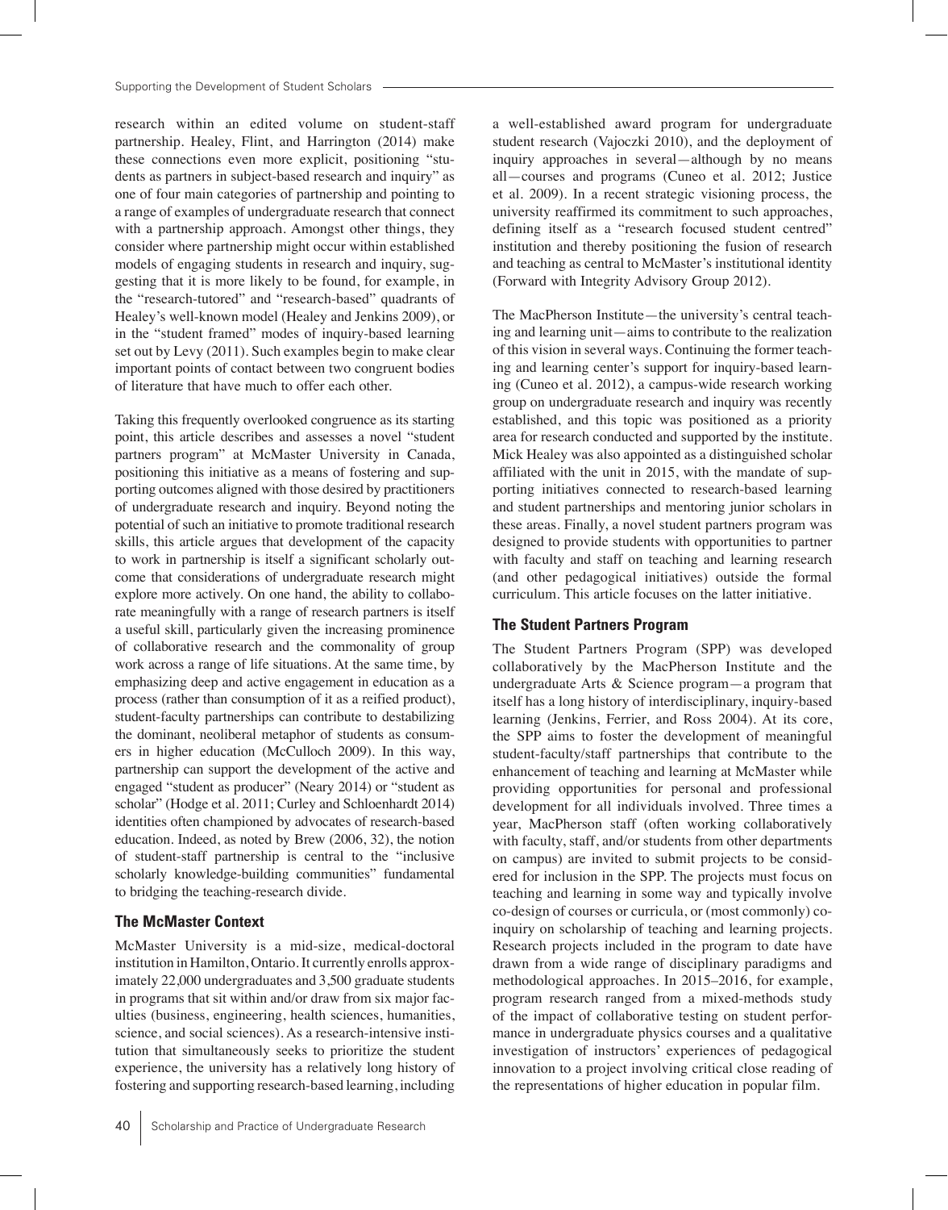research within an edited volume on student-staff partnership. Healey, Flint, and Harrington (2014) make these connections even more explicit, positioning "students as partners in subject-based research and inquiry" as one of four main categories of partnership and pointing to a range of examples of undergraduate research that connect with a partnership approach. Amongst other things, they consider where partnership might occur within established models of engaging students in research and inquiry, suggesting that it is more likely to be found, for example, in the "research-tutored" and "research-based" quadrants of Healey's well-known model (Healey and Jenkins 2009), or in the "student framed" modes of inquiry-based learning set out by Levy (2011). Such examples begin to make clear important points of contact between two congruent bodies of literature that have much to offer each other.

Taking this frequently overlooked congruence as its starting point, this article describes and assesses a novel "student partners program" at McMaster University in Canada, positioning this initiative as a means of fostering and supporting outcomes aligned with those desired by practitioners of undergraduate research and inquiry. Beyond noting the potential of such an initiative to promote traditional research skills, this article argues that development of the capacity to work in partnership is itself a significant scholarly outcome that considerations of undergraduate research might explore more actively. On one hand, the ability to collaborate meaningfully with a range of research partners is itself a useful skill, particularly given the increasing prominence of collaborative research and the commonality of group work across a range of life situations. At the same time, by emphasizing deep and active engagement in education as a process (rather than consumption of it as a reified product), student-faculty partnerships can contribute to destabilizing the dominant, neoliberal metaphor of students as consumers in higher education (McCulloch 2009). In this way, partnership can support the development of the active and engaged "student as producer" (Neary 2014) or "student as scholar" (Hodge et al. 2011; Curley and Schloenhardt 2014) identities often championed by advocates of research-based education. Indeed, as noted by Brew (2006, 32), the notion of student-staff partnership is central to the "inclusive scholarly knowledge-building communities" fundamental to bridging the teaching-research divide.

### The McMaster Context

McMaster University is a mid-size, medical-doctoral institution in Hamilton, Ontario. It currently enrolls approximately 22,000 undergraduates and 3,500 graduate students in programs that sit within and/or draw from six major faculties (business, engineering, health sciences, humanities, science, and social sciences). As a research-intensive institution that simultaneously seeks to prioritize the student experience, the university has a relatively long history of fostering and supporting research-based learning, including a well-established award program for undergraduate student research (Vajoczki 2010), and the deployment of inquiry approaches in several—although by no means all—courses and programs (Cuneo et al. 2012; Justice et al. 2009). In a recent strategic visioning process, the university reaffirmed its commitment to such approaches, defining itself as a "research focused student centred" institution and thereby positioning the fusion of research and teaching as central to McMaster's institutional identity (Forward with Integrity Advisory Group 2012).

The MacPherson Institute—the university's central teaching and learning unit—aims to contribute to the realization of this vision in several ways. Continuing the former teaching and learning center's support for inquiry-based learning (Cuneo et al. 2012), a campus-wide research working group on undergraduate research and inquiry was recently established, and this topic was positioned as a priority area for research conducted and supported by the institute. Mick Healey was also appointed as a distinguished scholar affiliated with the unit in 2015, with the mandate of supporting initiatives connected to research-based learning and student partnerships and mentoring junior scholars in these areas. Finally, a novel student partners program was designed to provide students with opportunities to partner with faculty and staff on teaching and learning research (and other pedagogical initiatives) outside the formal curriculum. This article focuses on the latter initiative.

### The Student Partners Program

The Student Partners Program (SPP) was developed collaboratively by the MacPherson Institute and the undergraduate Arts & Science program—a program that itself has a long history of interdisciplinary, inquiry-based learning (Jenkins, Ferrier, and Ross 2004). At its core, the SPP aims to foster the development of meaningful student-faculty/staff partnerships that contribute to the enhancement of teaching and learning at McMaster while providing opportunities for personal and professional development for all individuals involved. Three times a year, MacPherson staff (often working collaboratively with faculty, staff, and/or students from other departments on campus) are invited to submit projects to be considered for inclusion in the SPP. The projects must focus on teaching and learning in some way and typically involve co-design of courses or curricula, or (most commonly) co-inquiry on scholarship of teaching and learning projects. Research projects included in the program to date have drawn from a wide range of disciplinary paradigms and methodological approaches. In 2015–2016, for example, program research ranged from a mixed-methods study of the impact of collaborative testing on student performance in undergraduate physics courses and a qualitative investigation of instructors' experiences of pedagogical innovation to a project involving critical close reading of the representations of higher education in popular film.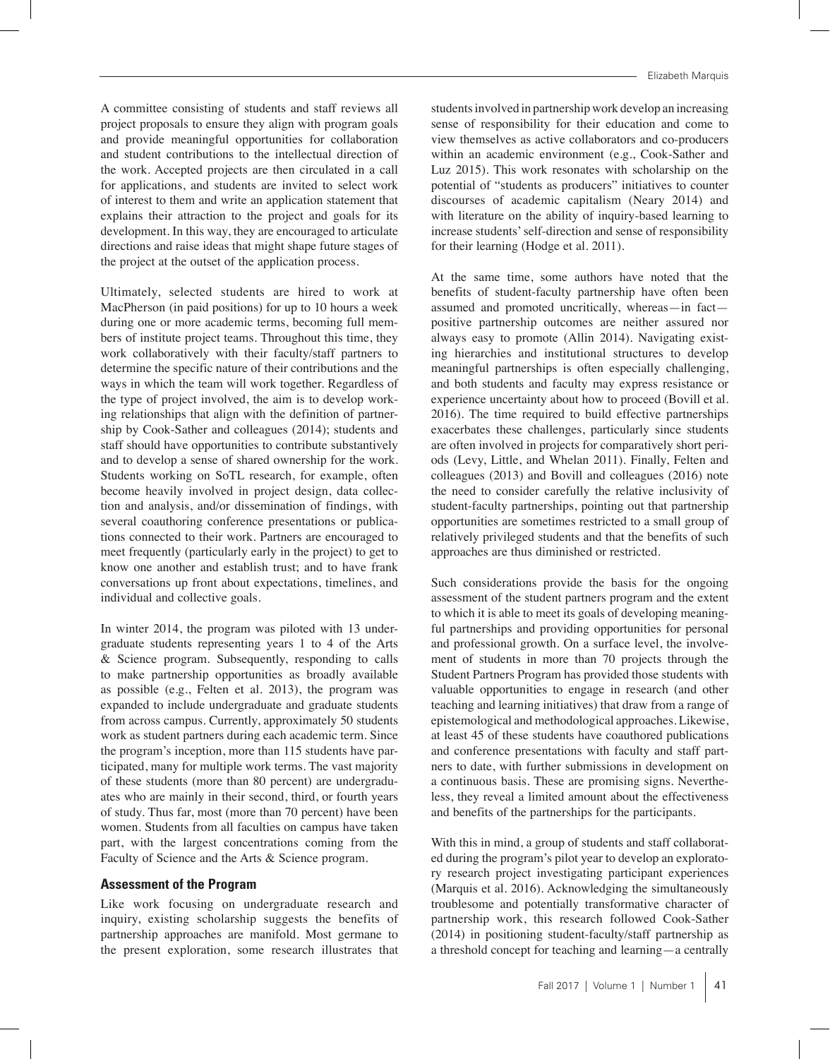A committee consisting of students and staff reviews all project proposals to ensure they align with program goals and provide meaningful opportunities for collaboration and student contributions to the intellectual direction of the work. Accepted projects are then circulated in a call for applications, and students are invited to select work of interest to them and write an application statement that explains their attraction to the project and goals for its development. In this way, they are encouraged to articulate directions and raise ideas that might shape future stages of the project at the outset of the application process.

Ultimately, selected students are hired to work at MacPherson (in paid positions) for up to 10 hours a week during one or more academic terms, becoming full members of institute project teams. Throughout this time, they work collaboratively with their faculty/staff partners to determine the specific nature of their contributions and the ways in which the team will work together. Regardless of the type of project involved, the aim is to develop working relationships that align with the definition of partnership by Cook-Sather and colleagues (2014); students and staff should have opportunities to contribute substantively and to develop a sense of shared ownership for the work. Students working on SoTL research, for example, often become heavily involved in project design, data collection and analysis, and/or dissemination of findings, with several coauthoring conference presentations or publications connected to their work. Partners are encouraged to meet frequently (particularly early in the project) to get to know one another and establish trust; and to have frank conversations up front about expectations, timelines, and individual and collective goals.

In winter 2014, the program was piloted with 13 undergraduate students representing years 1 to 4 of the Arts & Science program. Subsequently, responding to calls to make partnership opportunities as broadly available as possible (e.g., Felten et al. 2013), the program was expanded to include undergraduate and graduate students from across campus. Currently, approximately 50 students work as student partners during each academic term. Since the program's inception, more than 115 students have participated, many for multiple work terms. The vast majority of these students (more than 80 percent) are undergraduates who are mainly in their second, third, or fourth years of study. Thus far, most (more than 70 percent) have been women. Students from all faculties on campus have taken part, with the largest concentrations coming from the Faculty of Science and the Arts & Science program.

### Assessment of the Program

Like work focusing on undergraduate research and inquiry, existing scholarship suggests the benefits of partnership approaches are manifold. Most germane to the present exploration, some research illustrates that students involved in partnership work develop an increasing sense of responsibility for their education and come to view themselves as active collaborators and co-producers within an academic environment (e.g., Cook-Sather and Luz 2015). This work resonates with scholarship on the potential of "students as producers" initiatives to counter discourses of academic capitalism (Neary 2014) and with literature on the ability of inquiry-based learning to increase students' self-direction and sense of responsibility for their learning (Hodge et al. 2011).

At the same time, some authors have noted that the benefits of student-faculty partnership have often been assumed and promoted uncritically, whereas—in fact—positive partnership outcomes are neither assured nor always easy to promote (Allin 2014). Navigating existing hierarchies and institutional structures to develop meaningful partnerships is often especially challenging, and both students and faculty may express resistance or experience uncertainty about how to proceed (Bovill et al. 2016). The time required to build effective partnerships exacerbates these challenges, particularly since students are often involved in projects for comparatively short periods (Levy, Little, and Whelan 2011). Finally, Felten and colleagues (2013) and Bovill and colleagues (2016) note the need to consider carefully the relative inclusivity of student-faculty partnerships, pointing out that partnership opportunities are sometimes restricted to a small group of relatively privileged students and that the benefits of such approaches are thus diminished or restricted.

Such considerations provide the basis for the ongoing assessment of the student partners program and the extent to which it is able to meet its goals of developing meaningful partnerships and providing opportunities for personal and professional growth. On a surface level, the involvement of students in more than 70 projects through the Student Partners Program has provided those students with valuable opportunities to engage in research (and other teaching and learning initiatives) that draw from a range of epistemological and methodological approaches. Likewise, at least 45 of these students have coauthored publications and conference presentations with faculty and staff partners to date, with further submissions in development on a continuous basis. These are promising signs. Nevertheless, they reveal a limited amount about the effectiveness and benefits of the partnerships for the participants.

With this in mind, a group of students and staff collaborated during the program's pilot year to develop an exploratory research project investigating participant experiences (Marquis et al. 2016). Acknowledging the simultaneously troublesome and potentially transformative character of partnership work, this research followed Cook-Sather (2014) in positioning student-faculty/staff partnership as a threshold concept for teaching and learning—a centrally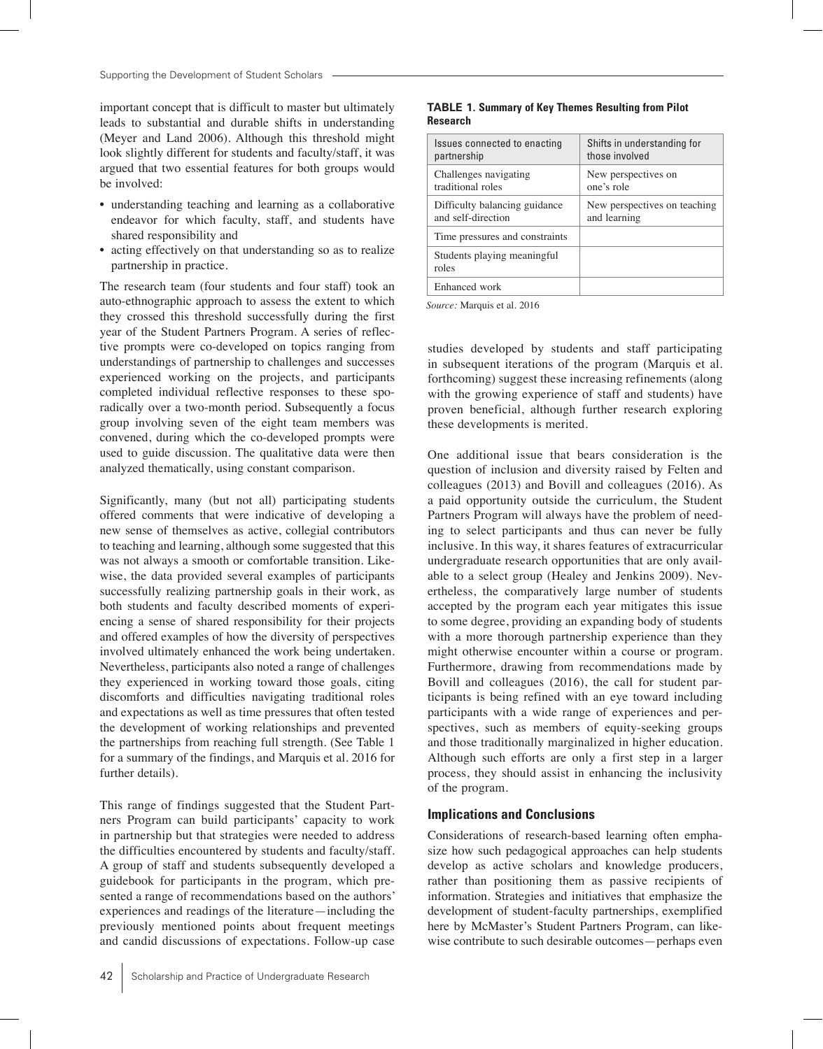important concept that is difficult to master but ultimately leads to substantial and durable shifts in understanding (Meyer and Land 2006). Although this threshold might look slightly different for students and faculty/staff, it was argued that two essential features for both groups would be involved:

- understanding teaching and learning as a collaborative endeavor for which faculty, staff, and students have shared responsibility and
- acting effectively on that understanding so as to realize partnership in practice.

The research team (four students and four staff) took an auto-ethnographic approach to assess the extent to which they crossed this threshold successfully during the first year of the Student Partners Program. A series of reflective prompts were co-developed on topics ranging from understandings of partnership to challenges and successes experienced working on the projects, and participants completed individual reflective responses to these sporadically over a two-month period. Subsequently a focus group involving seven of the eight team members was convened, during which the co-developed prompts were used to guide discussion. The qualitative data were then analyzed thematically, using constant comparison.

Significantly, many (but not all) participating students offered comments that were indicative of developing a new sense of themselves as active, collegial contributors to teaching and learning, although some suggested that this was not always a smooth or comfortable transition. Likewise, the data provided several examples of participants successfully realizing partnership goals in their work, as both students and faculty described moments of experiencing a sense of shared responsibility for their projects and offered examples of how the diversity of perspectives involved ultimately enhanced the work being undertaken. Nevertheless, participants also noted a range of challenges they experienced in working toward those goals, citing discomforts and difficulties navigating traditional roles and expectations as well as time pressures that often tested the development of working relationships and prevented the partnerships from reaching full strength. (See Table 1 for a summary of the findings, and Marquis et al. 2016 for further details).

This range of findings suggested that the Student Partners Program can build participants' capacity to work in partnership but that strategies were needed to address the difficulties encountered by students and faculty/staff. A group of staff and students subsequently developed a guidebook for participants in the program, which presented a range of recommendations based on the authors' experiences and readings of the literature—including the previously mentioned points about frequent meetings and candid discussions of expectations. Follow-up case studies developed by students and staff participating in subsequent iterations of the program (Marquis et al. forthcoming) suggest these increasing refinements (along with the growing experience of staff and students) have proven beneficial, although further research exploring these developments is merited.

**TABLE 1. Summary of Key Themes Resulting from Pilot Research**

| Issues connected to enacting partnership | Shifts in understanding for those involved |
| --- | --- |
| Challenges navigating traditional roles | New perspectives on one's role |
| Difficulty balancing guidance and self-direction | New perspectives on teaching and learning |
| Time pressures and constraints | |
| Students playing meaningful roles | |
| Enhanced work | |

*Source:* Marquis et al. 2016

One additional issue that bears consideration is the question of inclusion and diversity raised by Felten and colleagues (2013) and Bovill and colleagues (2016). As a paid opportunity outside the curriculum, the Student Partners Program will always have the problem of needing to select participants and thus can never be fully inclusive. In this way, it shares features of extracurricular undergraduate research opportunities that are only available to a select group (Healey and Jenkins 2009). Nevertheless, the comparatively large number of students accepted by the program each year mitigates this issue to some degree, providing an expanding body of students with a more thorough partnership experience than they might otherwise encounter within a course or program. Furthermore, drawing from recommendations made by Bovill and colleagues (2016), the call for student participants is being refined with an eye toward including participants with a wide range of experiences and perspectives, such as members of equity-seeking groups and those traditionally marginalized in higher education. Although such efforts are only a first step in a larger process, they should assist in enhancing the inclusivity of the program.

## Implications and Conclusions

Considerations of research-based learning often emphasize how such pedagogical approaches can help students develop as active scholars and knowledge producers, rather than positioning them as passive recipients of information. Strategies and initiatives that emphasize the development of student-faculty partnerships, exemplified here by McMaster's Student Partners Program, can likewise contribute to such desirable outcomes—perhaps even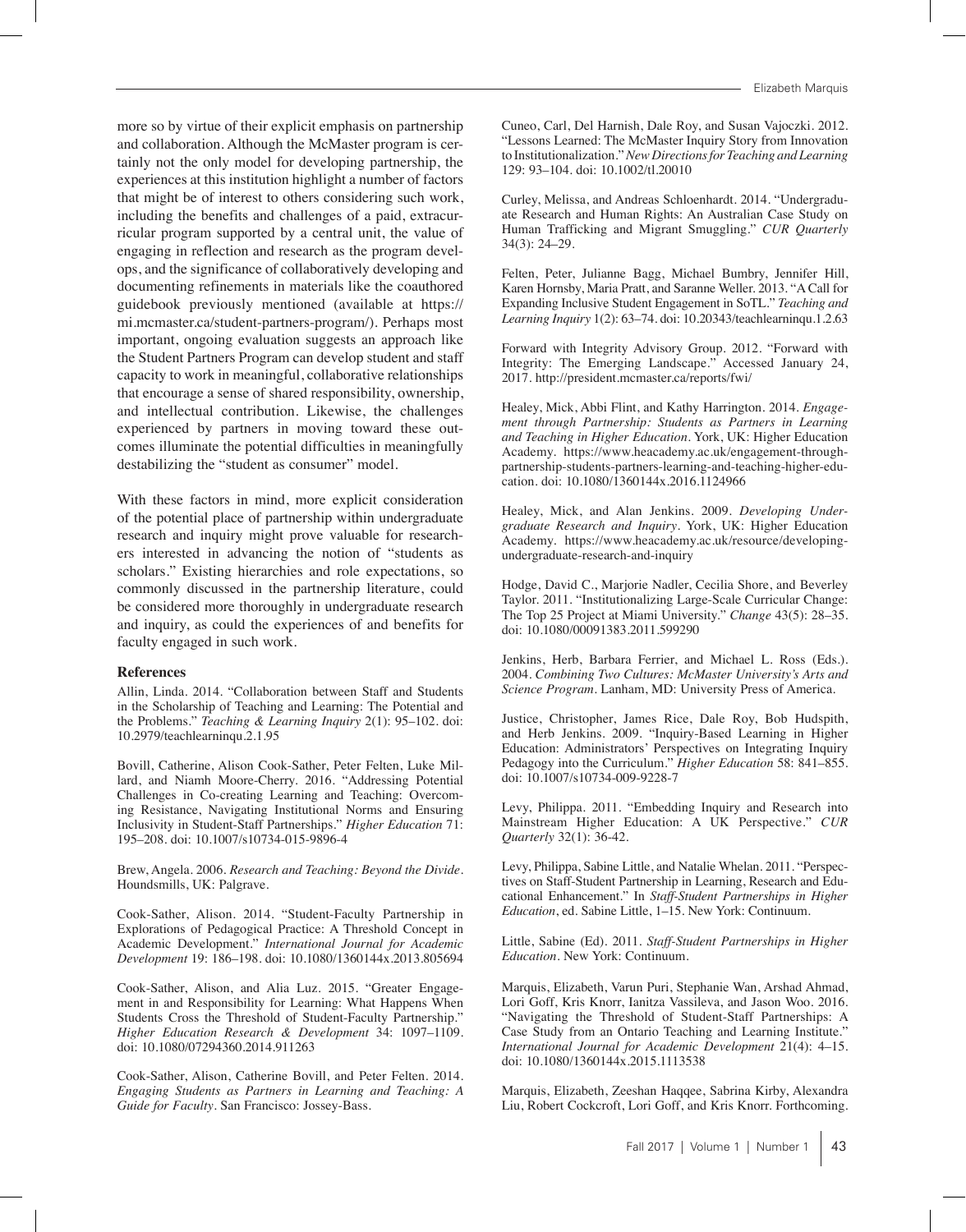more so by virtue of their explicit emphasis on partnership and collaboration. Although the McMaster program is certainly not the only model for developing partnership, the experiences at this institution highlight a number of factors that might be of interest to others considering such work, including the benefits and challenges of a paid, extracurricular program supported by a central unit, the value of engaging in reflection and research as the program develops, and the significance of collaboratively developing and documenting refinements in materials like the coauthored guidebook previously mentioned (available at https://mi.mcmaster.ca/student-partners-program/). Perhaps most important, ongoing evaluation suggests an approach like the Student Partners Program can develop student and staff capacity to work in meaningful, collaborative relationships that encourage a sense of shared responsibility, ownership, and intellectual contribution. Likewise, the challenges experienced by partners in moving toward these outcomes illuminate the potential difficulties in meaningfully destabilizing the "student as consumer" model.

With these factors in mind, more explicit consideration of the potential place of partnership within undergraduate research and inquiry might prove valuable for researchers interested in advancing the notion of "students as scholars." Existing hierarchies and role expectations, so commonly discussed in the partnership literature, could be considered more thoroughly in undergraduate research and inquiry, as could the experiences of and benefits for faculty engaged in such work.

## References

Allin, Linda. 2014. "Collaboration between Staff and Students in the Scholarship of Teaching and Learning: The Potential and the Problems." *Teaching & Learning Inquiry* 2(1): 95–102. doi: 10.2979/teachlearninqu.2.1.95

Bovill, Catherine, Alison Cook-Sather, Peter Felten, Luke Millard, and Niamh Moore-Cherry. 2016. "Addressing Potential Challenges in Co-creating Learning and Teaching: Overcoming Resistance, Navigating Institutional Norms and Ensuring Inclusivity in Student-Staff Partnerships." *Higher Education* 71: 195–208. doi: 10.1007/s10734-015-9896-4

Brew, Angela. 2006. *Research and Teaching: Beyond the Divide*. Houndsmills, UK: Palgrave.

Cook-Sather, Alison. 2014. "Student-Faculty Partnership in Explorations of Pedagogical Practice: A Threshold Concept in Academic Development." *International Journal for Academic Development* 19: 186–198. doi: 10.1080/1360144x.2013.805694

Cook-Sather, Alison, and Alia Luz. 2015. "Greater Engagement in and Responsibility for Learning: What Happens When Students Cross the Threshold of Student-Faculty Partnership." *Higher Education Research & Development* 34: 1097–1109. doi: 10.1080/07294360.2014.911263

Cook-Sather, Alison, Catherine Bovill, and Peter Felten. 2014. *Engaging Students as Partners in Learning and Teaching: A Guide for Faculty*. San Francisco: Jossey-Bass.

Cuneo, Carl, Del Harnish, Dale Roy, and Susan Vajoczki. 2012. "Lessons Learned: The McMaster Inquiry Story from Innovation to Institutionalization." *New Directions for Teaching and Learning* 129: 93–104. doi: 10.1002/tl.20010

Curley, Melissa, and Andreas Schloenhardt. 2014. "Undergraduate Research and Human Rights: An Australian Case Study on Human Trafficking and Migrant Smuggling." *CUR Quarterly* 34(3): 24–29.

Felten, Peter, Julianne Bagg, Michael Bumbry, Jennifer Hill, Karen Hornsby, Maria Pratt, and Saranne Weller. 2013. "A Call for Expanding Inclusive Student Engagement in SoTL." *Teaching and Learning Inquiry* 1(2): 63–74. doi: 10.20343/teachlearninqu.1.2.63

Forward with Integrity Advisory Group. 2012. "Forward with Integrity: The Emerging Landscape." Accessed January 24, 2017. http://president.mcmaster.ca/reports/fwi/

Healey, Mick, Abbi Flint, and Kathy Harrington. 2014. *Engagement through Partnership: Students as Partners in Learning and Teaching in Higher Education*. York, UK: Higher Education Academy. https://www.heacademy.ac.uk/engagement-through-partnership-students-partners-learning-and-teaching-higher-education. doi: 10.1080/1360144x.2016.1124966

Healey, Mick, and Alan Jenkins. 2009. *Developing Undergraduate Research and Inquiry*. York, UK: Higher Education Academy. https://www.heacademy.ac.uk/resource/developing-undergraduate-research-and-inquiry

Hodge, David C., Marjorie Nadler, Cecilia Shore, and Beverley Taylor. 2011. "Institutionalizing Large-Scale Curricular Change: The Top 25 Project at Miami University." *Change* 43(5): 28–35. doi: 10.1080/00091383.2011.599290

Jenkins, Herb, Barbara Ferrier, and Michael L. Ross (Eds.). 2004. *Combining Two Cultures: McMaster University's Arts and Science Program*. Lanham, MD: University Press of America.

Justice, Christopher, James Rice, Dale Roy, Bob Hudspith, and Herb Jenkins. 2009. "Inquiry-Based Learning in Higher Education: Administrators' Perspectives on Integrating Inquiry Pedagogy into the Curriculum." *Higher Education* 58: 841–855. doi: 10.1007/s10734-009-9228-7

Levy, Philippa. 2011. "Embedding Inquiry and Research into Mainstream Higher Education: A UK Perspective." *CUR Quarterly* 32(1): 36-42.

Levy, Philippa, Sabine Little, and Natalie Whelan. 2011. "Perspectives on Staff-Student Partnership in Learning, Research and Educational Enhancement." In *Staff-Student Partnerships in Higher Education*, ed. Sabine Little, 1–15. New York: Continuum.

Little, Sabine (Ed). 2011. *Staff-Student Partnerships in Higher Education*. New York: Continuum.

Marquis, Elizabeth, Varun Puri, Stephanie Wan, Arshad Ahmad, Lori Goff, Kris Knorr, Ianitza Vassileva, and Jason Woo. 2016. "Navigating the Threshold of Student-Staff Partnerships: A Case Study from an Ontario Teaching and Learning Institute." *International Journal for Academic Development* 21(4): 4–15. doi: 10.1080/1360144x.2015.1113538

Marquis, Elizabeth, Zeeshan Haqqee, Sabrina Kirby, Alexandra Liu, Robert Cockcroft, Lori Goff, and Kris Knorr. Forthcoming.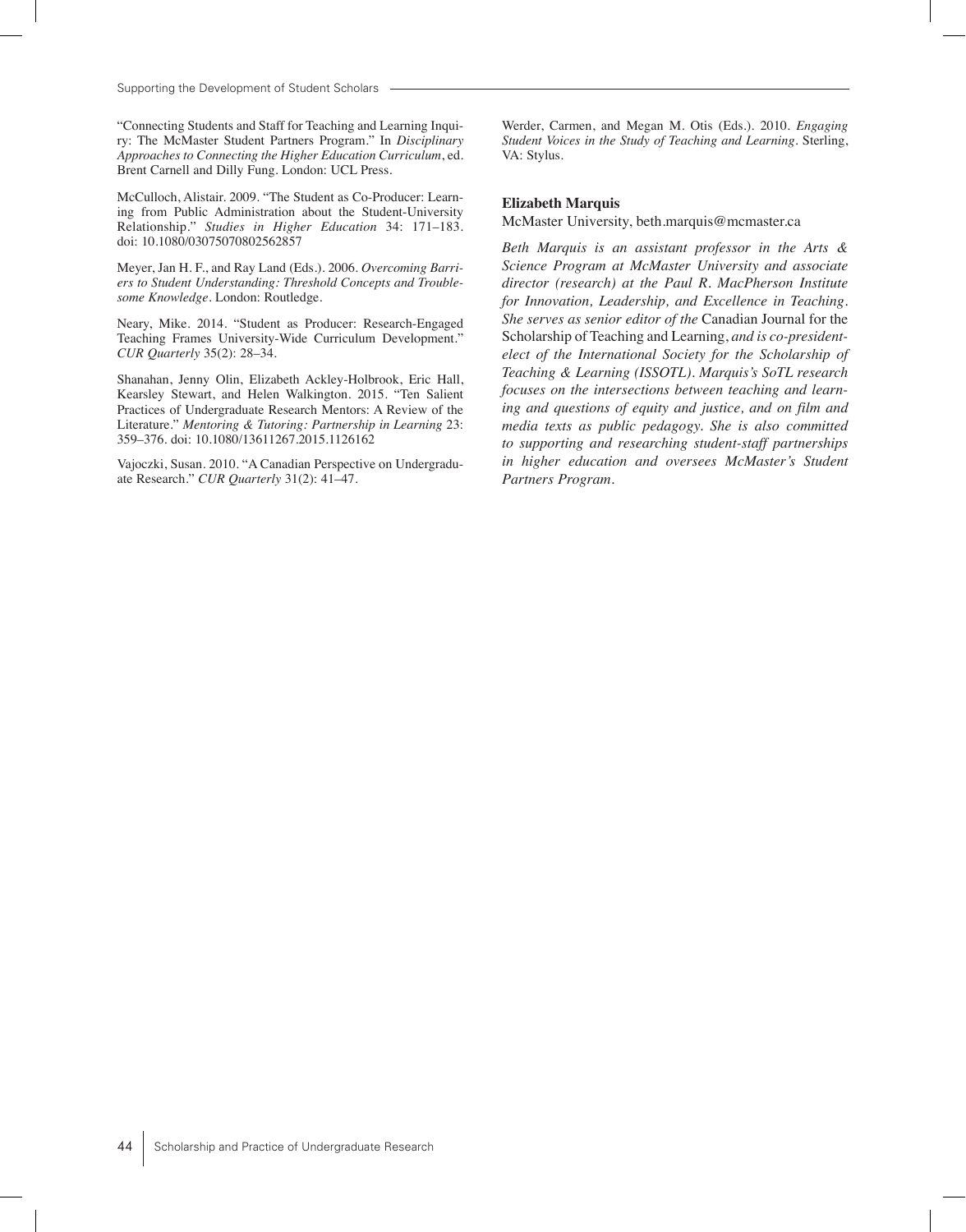"Connecting Students and Staff for Teaching and Learning Inquiry: The McMaster Student Partners Program." In *Disciplinary Approaches to Connecting the Higher Education Curriculum*, ed. Brent Carnell and Dilly Fung. London: UCL Press.

McCulloch, Alistair. 2009. "The Student as Co-Producer: Learning from Public Administration about the Student-University Relationship." *Studies in Higher Education* 34: 171–183. doi: 10.1080/03075070802562857

Meyer, Jan H. F., and Ray Land (Eds.). 2006. *Overcoming Barriers to Student Understanding: Threshold Concepts and Troublesome Knowledge*. London: Routledge.

Neary, Mike. 2014. "Student as Producer: Research-Engaged Teaching Frames University-Wide Curriculum Development." *CUR Quarterly* 35(2): 28–34.

Shanahan, Jenny Olin, Elizabeth Ackley-Holbrook, Eric Hall, Kearsley Stewart, and Helen Walkington. 2015. "Ten Salient Practices of Undergraduate Research Mentors: A Review of the Literature." *Mentoring & Tutoring: Partnership in Learning* 23: 359–376. doi: 10.1080/13611267.2015.1126162

Vajoczki, Susan. 2010. "A Canadian Perspective on Undergraduate Research." *CUR Quarterly* 31(2): 41–47.

Werder, Carmen, and Megan M. Otis (Eds.). 2010. *Engaging Student Voices in the Study of Teaching and Learning*. Sterling, VA: Stylus.

**Elizabeth Marquis**

McMaster University, beth.marquis@mcmaster.ca

*Beth Marquis is an assistant professor in the Arts & Science Program at McMaster University and associate director (research) at the Paul R. MacPherson Institute for Innovation, Leadership, and Excellence in Teaching. She serves as senior editor of the* Canadian Journal for the Scholarship of Teaching and Learning, *and is co-president-elect of the International Society for the Scholarship of Teaching & Learning (ISSOTL). Marquis's SoTL research focuses on the intersections between teaching and learning and questions of equity and justice, and on film and media texts as public pedagogy. She is also committed to supporting and researching student-staff partnerships in higher education and oversees McMaster's Student Partners Program.*